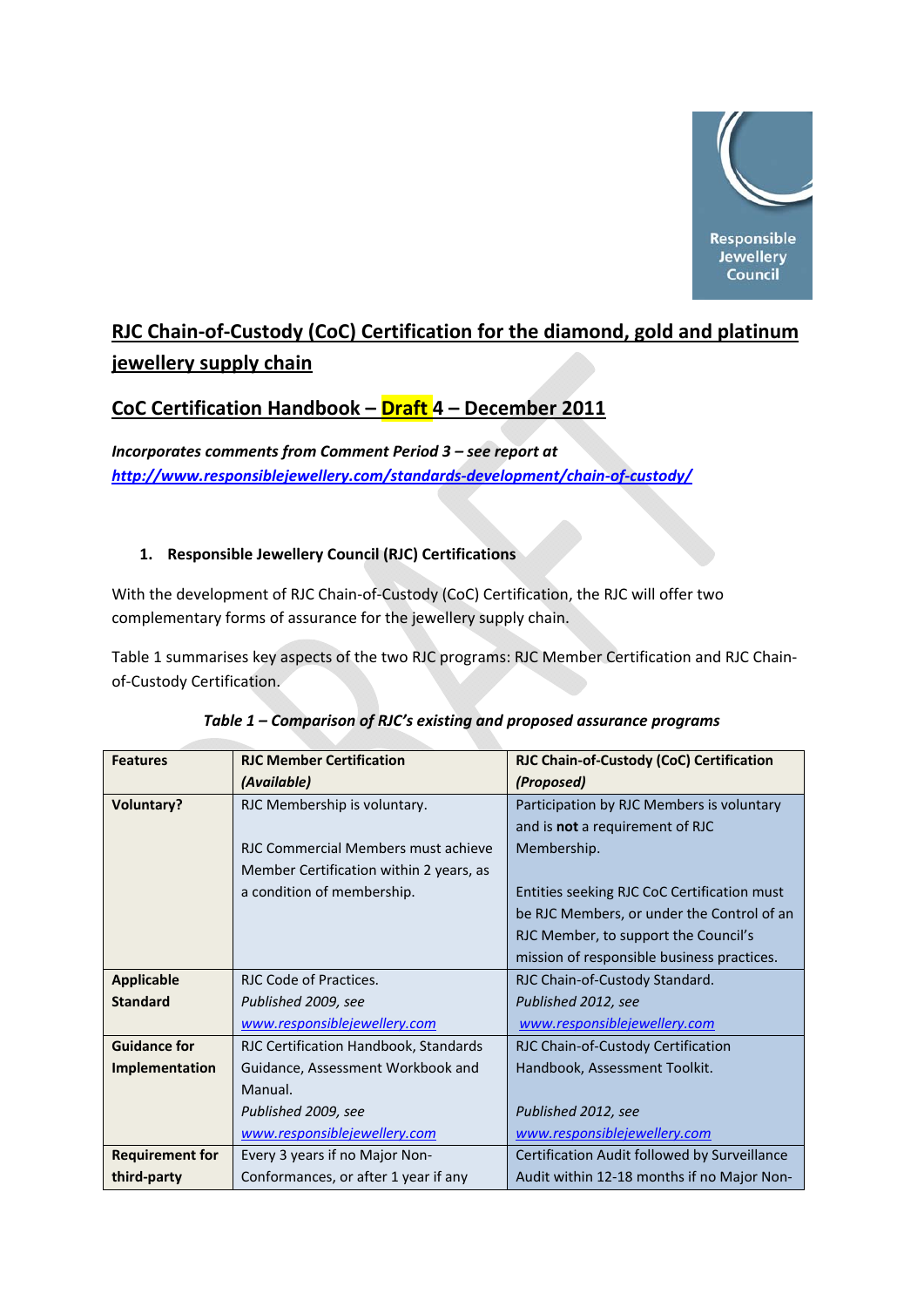Responsible Jewellery Council

# RJC Chain-of-Custody (CoC) Certification for the diamond, gold and platinum jewellery supply chain

## CoC Certification Handbook – Draft 4 – December 2011

***Incorporates comments from Comment Period 3 – see report at http://www.responsiblejewellery.com/standards-development/chain-of-custody/***

### 1. Responsible Jewellery Council (RJC) Certifications

With the development of RJC Chain-of-Custody (CoC) Certification, the RJC will offer two complementary forms of assurance for the jewellery supply chain.

Table 1 summarises key aspects of the two RJC programs: RJC Member Certification and RJC Chain-of-Custody Certification.

***Table 1 – Comparison of RJC's existing and proposed assurance programs***

| Features | RJC Member Certification *(Available)* | RJC Chain-of-Custody (CoC) Certification *(Proposed)* |
|---|---|---|
| **Voluntary?** | RJC Membership is voluntary.<br><br>RJC Commercial Members must achieve Member Certification within 2 years, as a condition of membership. | Participation by RJC Members is voluntary and is **not** a requirement of RJC Membership.<br><br>Entities seeking RJC CoC Certification must be RJC Members, or under the Control of an RJC Member, to support the Council's mission of responsible business practices. |
| **Applicable Standard** | RJC Code of Practices.<br>*Published 2009, see www.responsiblejewellery.com* | RJC Chain-of-Custody Standard.<br>*Published 2012, see www.responsiblejewellery.com* |
| **Guidance for Implementation** | RJC Certification Handbook, Standards Guidance, Assessment Workbook and Manual.<br>*Published 2009, see www.responsiblejewellery.com* | RJC Chain-of-Custody Certification Handbook, Assessment Toolkit.<br><br>*Published 2012, see www.responsiblejewellery.com* |
| **Requirement for third-party** | Every 3 years if no Major Non-Conformances, or after 1 year if any | Certification Audit followed by Surveillance Audit within 12-18 months if no Major Non- |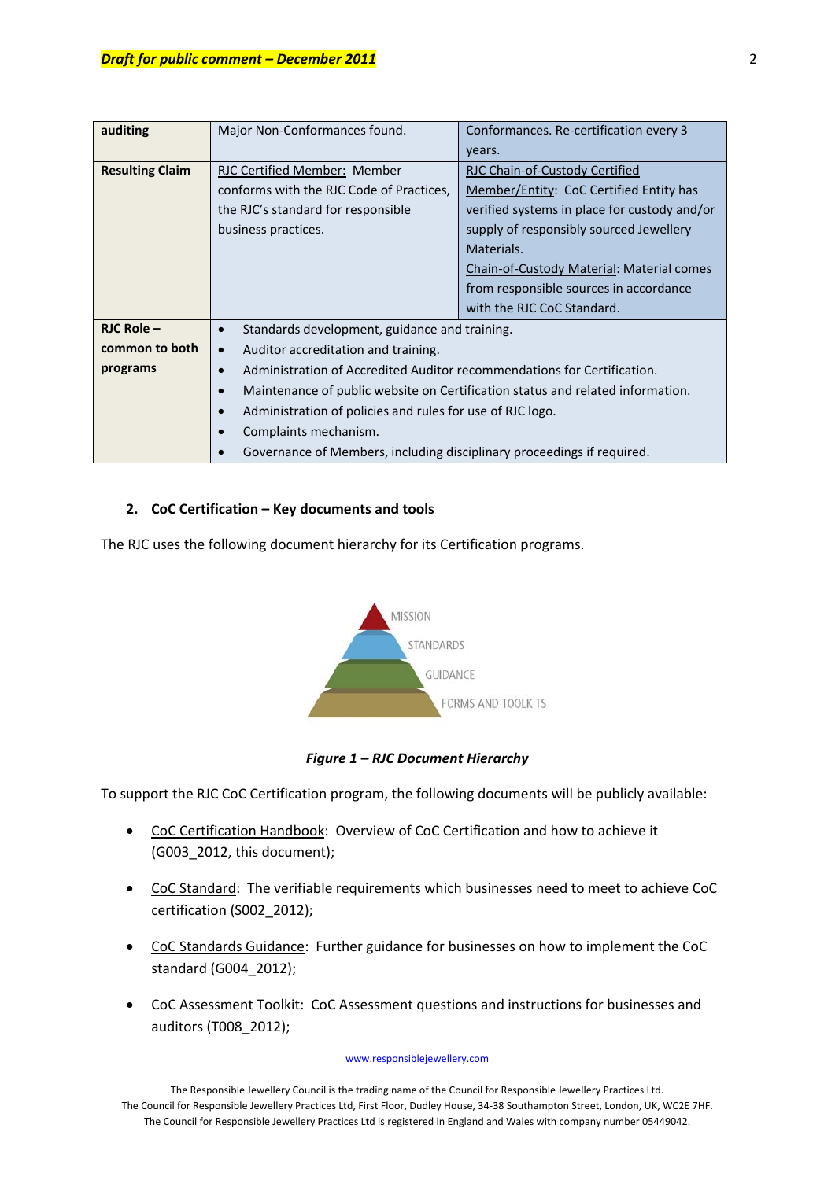| | | |
|---|---|---|
| **auditing** | Major Non-Conformances found. | Conformances. Re-certification every 3 years. |
| **Resulting Claim** | RJC Certified Member: Member conforms with the RJC Code of Practices, the RJC's standard for responsible business practices. | RJC Chain-of-Custody Certified Member/Entity: CoC Certified Entity has verified systems in place for custody and/or supply of responsibly sourced Jewellery Materials.<br>Chain-of-Custody Material: Material comes from responsible sources in accordance with the RJC CoC Standard. |
| **RJC Role – common to both programs** | • Standards development, guidance and training.<br>• Auditor accreditation and training.<br>• Administration of Accredited Auditor recommendations for Certification.<br>• Maintenance of public website on Certification status and related information.<br>• Administration of policies and rules for use of RJC logo.<br>• Complaints mechanism.<br>• Governance of Members, including disciplinary proceedings if required. | |

## 2. CoC Certification – Key documents and tools

The RJC uses the following document hierarchy for its Certification programs.

MISSION

STANDARDS

GUIDANCE

FORMS AND TOOLKITS

***Figure 1 – RJC Document Hierarchy***

To support the RJC CoC Certification program, the following documents will be publicly available:

- CoC Certification Handbook: Overview of CoC Certification and how to achieve it (G003_2012, this document);
- CoC Standard: The verifiable requirements which businesses need to meet to achieve CoC certification (S002_2012);
- CoC Standards Guidance: Further guidance for businesses on how to implement the CoC standard (G004_2012);
- CoC Assessment Toolkit: CoC Assessment questions and instructions for businesses and auditors (T008_2012);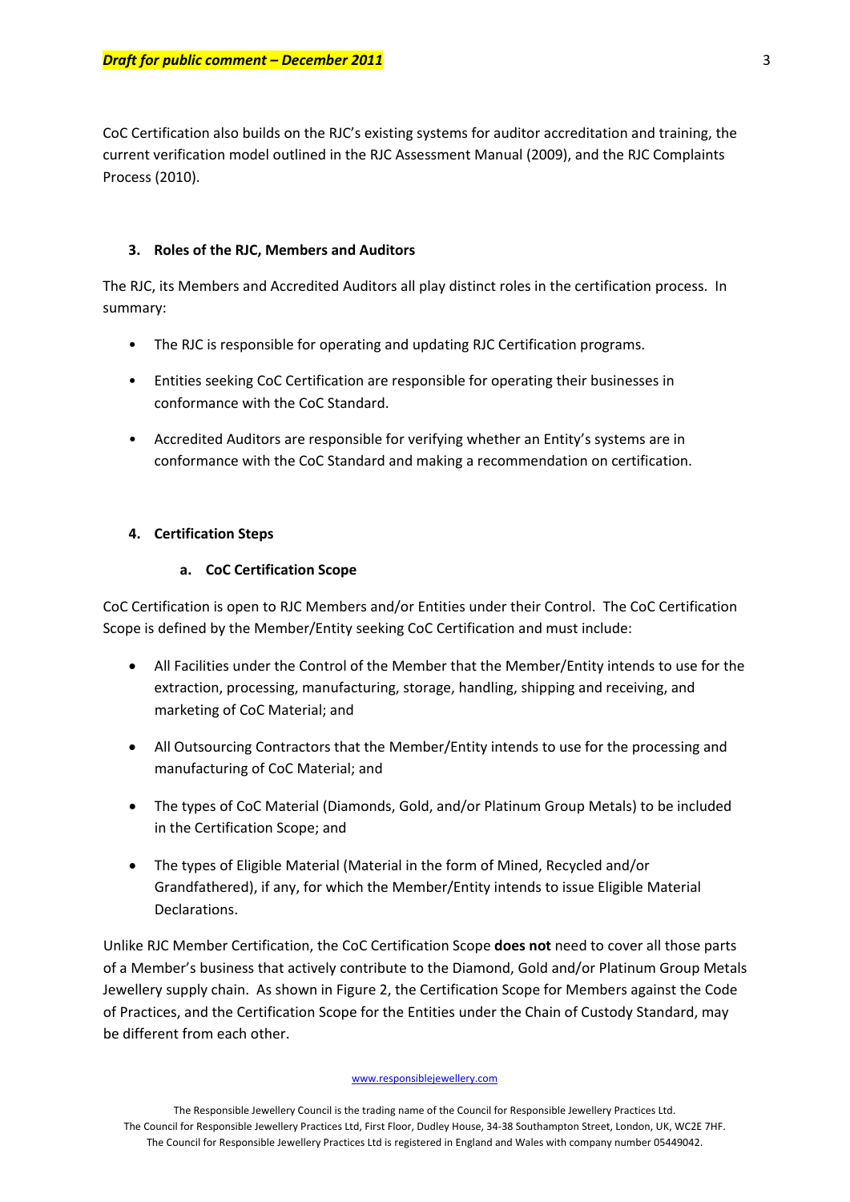CoC Certification also builds on the RJC's existing systems for auditor accreditation and training, the current verification model outlined in the RJC Assessment Manual (2009), and the RJC Complaints Process (2010).

### 3. Roles of the RJC, Members and Auditors

The RJC, its Members and Accredited Auditors all play distinct roles in the certification process. In summary:

- The RJC is responsible for operating and updating RJC Certification programs.
- Entities seeking CoC Certification are responsible for operating their businesses in conformance with the CoC Standard.
- Accredited Auditors are responsible for verifying whether an Entity's systems are in conformance with the CoC Standard and making a recommendation on certification.

### 4. Certification Steps

#### a. CoC Certification Scope

CoC Certification is open to RJC Members and/or Entities under their Control. The CoC Certification Scope is defined by the Member/Entity seeking CoC Certification and must include:

- All Facilities under the Control of the Member that the Member/Entity intends to use for the extraction, processing, manufacturing, storage, handling, shipping and receiving, and marketing of CoC Material; and
- All Outsourcing Contractors that the Member/Entity intends to use for the processing and manufacturing of CoC Material; and
- The types of CoC Material (Diamonds, Gold, and/or Platinum Group Metals) to be included in the Certification Scope; and
- The types of Eligible Material (Material in the form of Mined, Recycled and/or Grandfathered), if any, for which the Member/Entity intends to issue Eligible Material Declarations.

Unlike RJC Member Certification, the CoC Certification Scope **does not** need to cover all those parts of a Member's business that actively contribute to the Diamond, Gold and/or Platinum Group Metals Jewellery supply chain. As shown in Figure 2, the Certification Scope for Members against the Code of Practices, and the Certification Scope for the Entities under the Chain of Custody Standard, may be different from each other.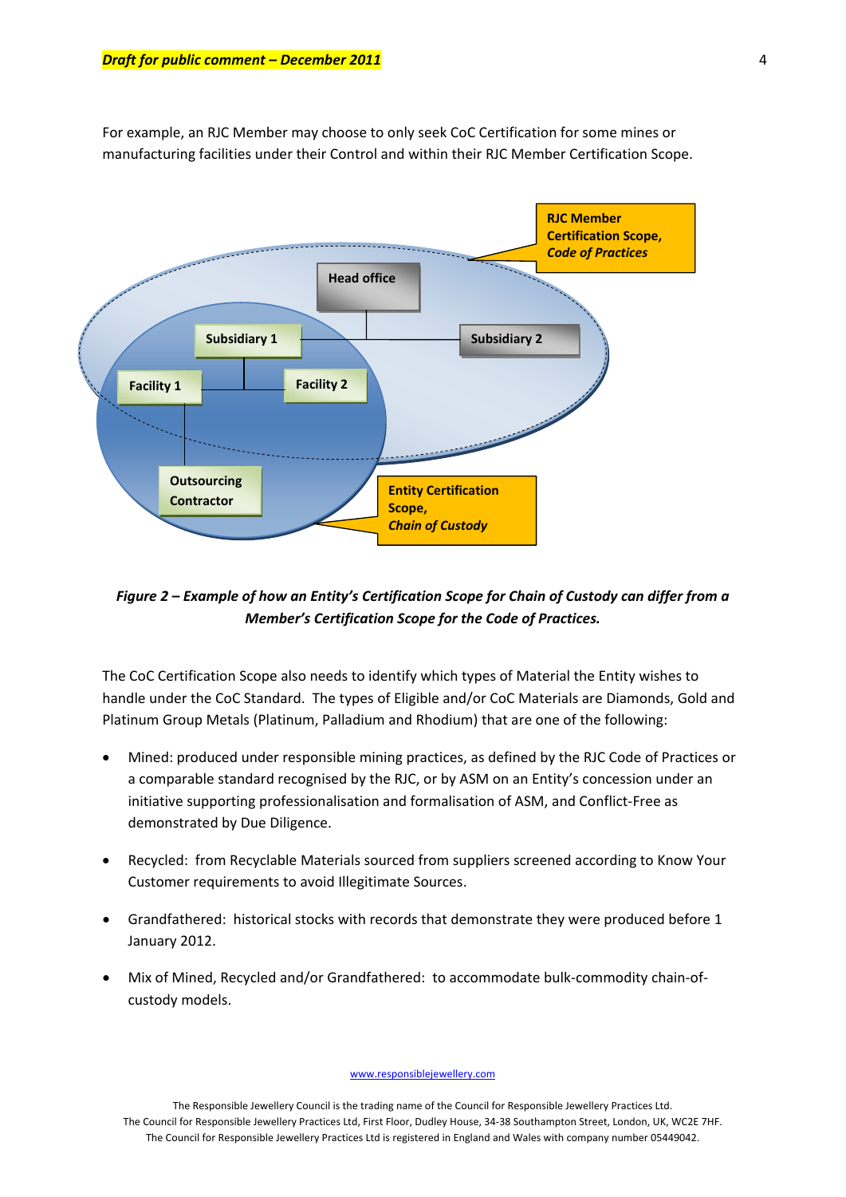For example, an RJC Member may choose to only seek CoC Certification for some mines or manufacturing facilities under their Control and within their RJC Member Certification Scope.

RJC Member Certification Scope, *Code of Practices*

Head office

Subsidiary 1

Subsidiary 2

Facility 1

Facility 2

Outsourcing Contractor

Entity Certification Scope, *Chain of Custody*

***Figure 2 – Example of how an Entity's Certification Scope for Chain of Custody can differ from a Member's Certification Scope for the Code of Practices.***

The CoC Certification Scope also needs to identify which types of Material the Entity wishes to handle under the CoC Standard. The types of Eligible and/or CoC Materials are Diamonds, Gold and Platinum Group Metals (Platinum, Palladium and Rhodium) that are one of the following:

- Mined: produced under responsible mining practices, as defined by the RJC Code of Practices or a comparable standard recognised by the RJC, or by ASM on an Entity's concession under an initiative supporting professionalisation and formalisation of ASM, and Conflict-Free as demonstrated by Due Diligence.

- Recycled: from Recyclable Materials sourced from suppliers screened according to Know Your Customer requirements to avoid Illegitimate Sources.

- Grandfathered: historical stocks with records that demonstrate they were produced before 1 January 2012.

- Mix of Mined, Recycled and/or Grandfathered: to accommodate bulk-commodity chain-of-custody models.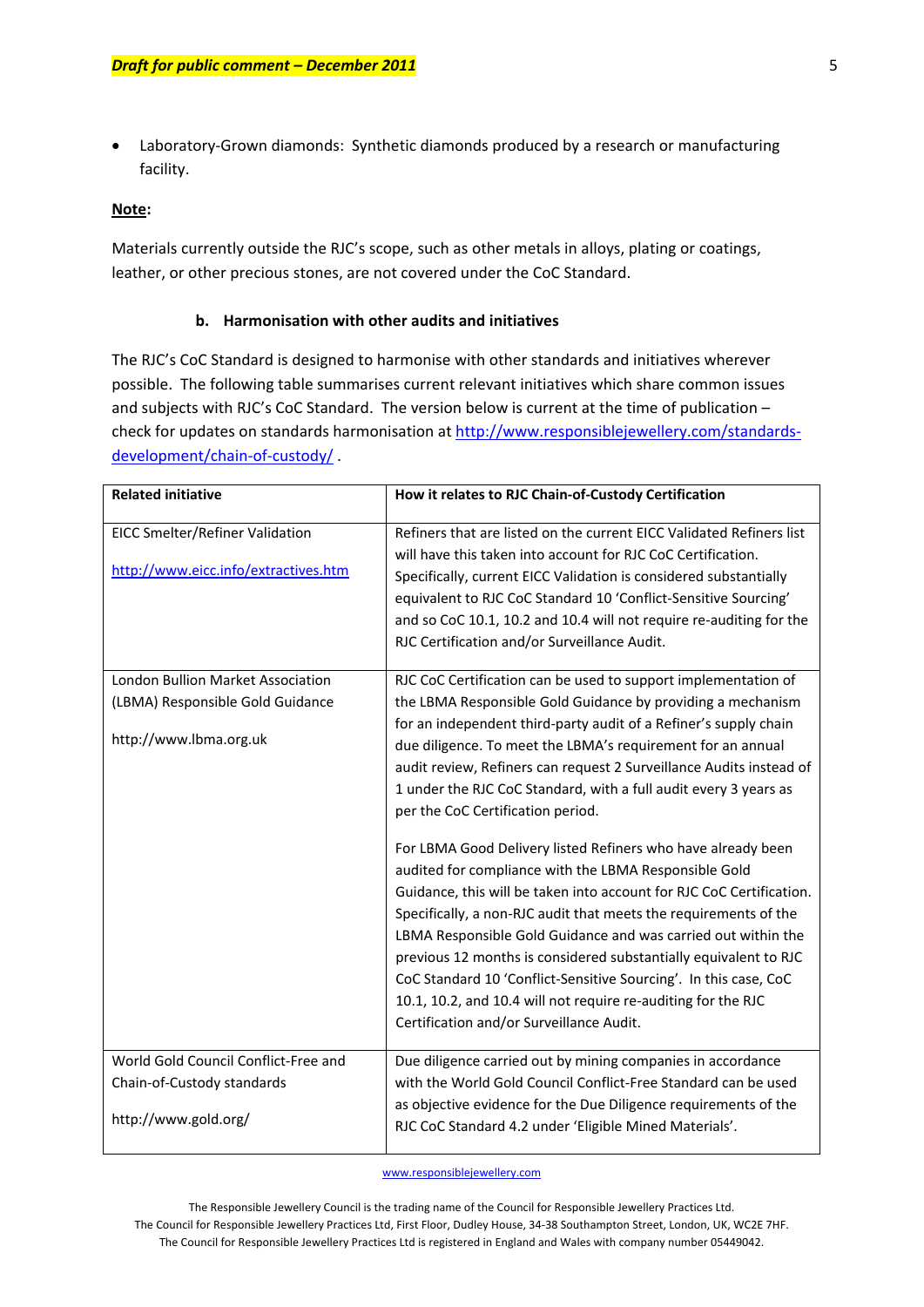- Laboratory-Grown diamonds: Synthetic diamonds produced by a research or manufacturing facility.

**Note:**

Materials currently outside the RJC's scope, such as other metals in alloys, plating or coatings, leather, or other precious stones, are not covered under the CoC Standard.

#### b. Harmonisation with other audits and initiatives

The RJC's CoC Standard is designed to harmonise with other standards and initiatives wherever possible. The following table summarises current relevant initiatives which share common issues and subjects with RJC's CoC Standard. The version below is current at the time of publication – check for updates on standards harmonisation at http://www.responsiblejewellery.com/standards-development/chain-of-custody/ .

| Related initiative | How it relates to RJC Chain-of-Custody Certification |
|---|---|
| EICC Smelter/Refiner Validation<br><br>http://www.eicc.info/extractives.htm | Refiners that are listed on the current EICC Validated Refiners list will have this taken into account for RJC CoC Certification. Specifically, current EICC Validation is considered substantially equivalent to RJC CoC Standard 10 'Conflict-Sensitive Sourcing' and so CoC 10.1, 10.2 and 10.4 will not require re-auditing for the RJC Certification and/or Surveillance Audit. |
| London Bullion Market Association (LBMA) Responsible Gold Guidance<br><br>http://www.lbma.org.uk | RJC CoC Certification can be used to support implementation of the LBMA Responsible Gold Guidance by providing a mechanism for an independent third-party audit of a Refiner's supply chain due diligence. To meet the LBMA's requirement for an annual audit review, Refiners can request 2 Surveillance Audits instead of 1 under the RJC CoC Standard, with a full audit every 3 years as per the CoC Certification period.<br><br>For LBMA Good Delivery listed Refiners who have already been audited for compliance with the LBMA Responsible Gold Guidance, this will be taken into account for RJC CoC Certification. Specifically, a non-RJC audit that meets the requirements of the LBMA Responsible Gold Guidance and was carried out within the previous 12 months is considered substantially equivalent to RJC CoC Standard 10 'Conflict-Sensitive Sourcing'. In this case, CoC 10.1, 10.2, and 10.4 will not require re-auditing for the RJC Certification and/or Surveillance Audit. |
| World Gold Council Conflict-Free and Chain-of-Custody standards<br><br>http://www.gold.org/ | Due diligence carried out by mining companies in accordance with the World Gold Council Conflict-Free Standard can be used as objective evidence for the Due Diligence requirements of the RJC CoC Standard 4.2 under 'Eligible Mined Materials'. |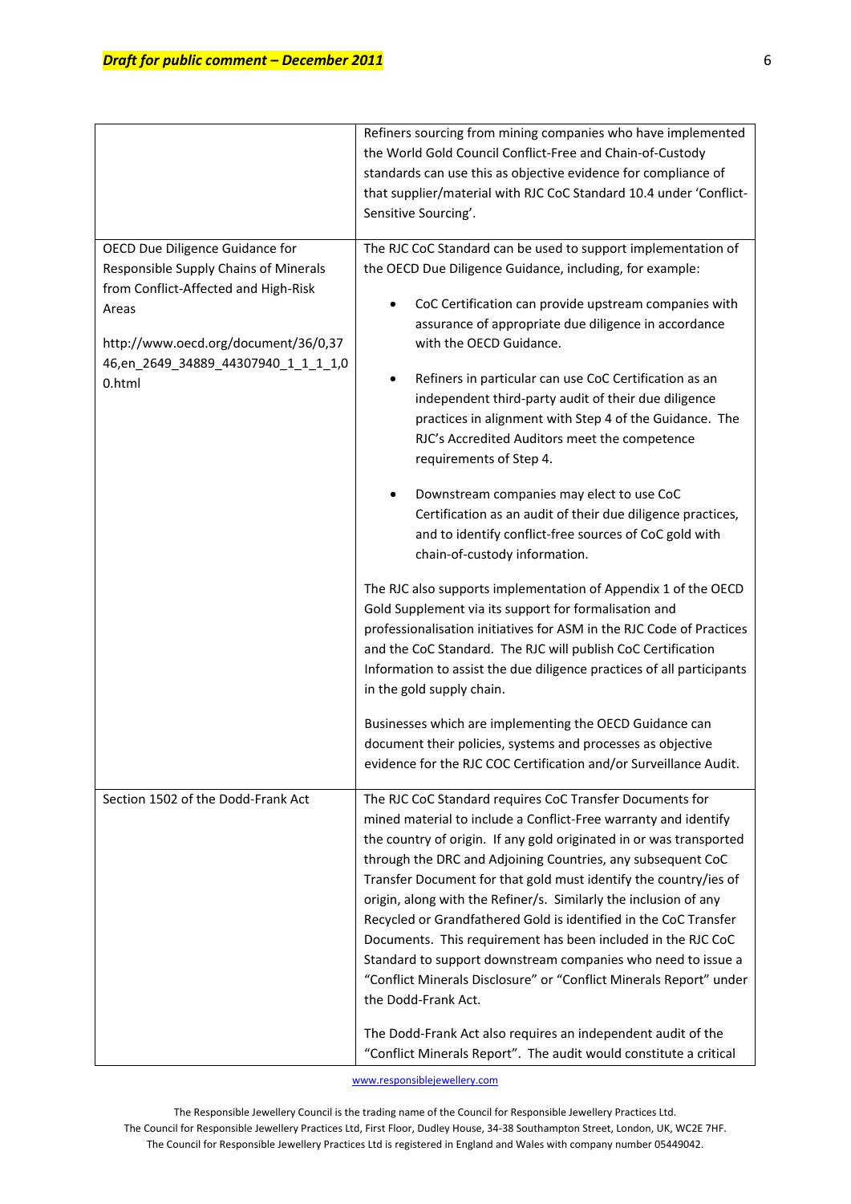| | |
|---|---|
| | Refiners sourcing from mining companies who have implemented the World Gold Council Conflict-Free and Chain-of-Custody standards can use this as objective evidence for compliance of that supplier/material with RJC CoC Standard 10.4 under 'Conflict-Sensitive Sourcing'. |
| OECD Due Diligence Guidance for Responsible Supply Chains of Minerals from Conflict-Affected and High-Risk Areas<br><br>http://www.oecd.org/document/36/0,3746,en_2649_34889_44307940_1_1_1_1,00.html | The RJC CoC Standard can be used to support implementation of the OECD Due Diligence Guidance, including, for example:<br><br>• CoC Certification can provide upstream companies with assurance of appropriate due diligence in accordance with the OECD Guidance.<br><br>• Refiners in particular can use CoC Certification as an independent third-party audit of their due diligence practices in alignment with Step 4 of the Guidance. The RJC's Accredited Auditors meet the competence requirements of Step 4.<br><br>• Downstream companies may elect to use CoC Certification as an audit of their due diligence practices, and to identify conflict-free sources of CoC gold with chain-of-custody information.<br><br>The RJC also supports implementation of Appendix 1 of the OECD Gold Supplement via its support for formalisation and professionalisation initiatives for ASM in the RJC Code of Practices and the CoC Standard. The RJC will publish CoC Certification Information to assist the due diligence practices of all participants in the gold supply chain.<br><br>Businesses which are implementing the OECD Guidance can document their policies, systems and processes as objective evidence for the RJC COC Certification and/or Surveillance Audit. |
| Section 1502 of the Dodd-Frank Act | The RJC CoC Standard requires CoC Transfer Documents for mined material to include a Conflict-Free warranty and identify the country of origin. If any gold originated in or was transported through the DRC and Adjoining Countries, any subsequent CoC Transfer Document for that gold must identify the country/ies of origin, along with the Refiner/s. Similarly the inclusion of any Recycled or Grandfathered Gold is identified in the CoC Transfer Documents. This requirement has been included in the RJC CoC Standard to support downstream companies who need to issue a "Conflict Minerals Disclosure" or "Conflict Minerals Report" under the Dodd-Frank Act.<br><br>The Dodd-Frank Act also requires an independent audit of the "Conflict Minerals Report". The audit would constitute a critical |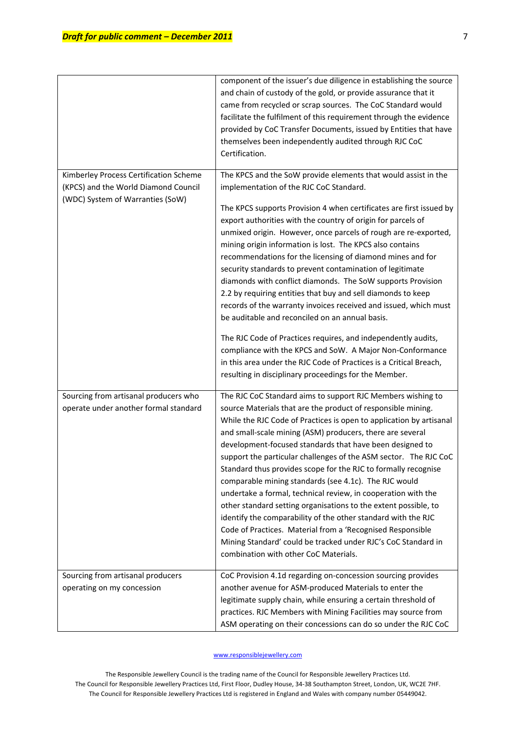| | |
|---|---|
| | component of the issuer's due diligence in establishing the source and chain of custody of the gold, or provide assurance that it came from recycled or scrap sources. The CoC Standard would facilitate the fulfilment of this requirement through the evidence provided by CoC Transfer Documents, issued by Entities that have themselves been independently audited through RJC CoC Certification. |
| Kimberley Process Certification Scheme (KPCS) and the World Diamond Council (WDC) System of Warranties (SoW) | The KPCS and the SoW provide elements that would assist in the implementation of the RJC CoC Standard.<br><br>The KPCS supports Provision 4 when certificates are first issued by export authorities with the country of origin for parcels of unmixed origin. However, once parcels of rough are re-exported, mining origin information is lost. The KPCS also contains recommendations for the licensing of diamond mines and for security standards to prevent contamination of legitimate diamonds with conflict diamonds. The SoW supports Provision 2.2 by requiring entities that buy and sell diamonds to keep records of the warranty invoices received and issued, which must be auditable and reconciled on an annual basis.<br><br>The RJC Code of Practices requires, and independently audits, compliance with the KPCS and SoW. A Major Non-Conformance in this area under the RJC Code of Practices is a Critical Breach, resulting in disciplinary proceedings for the Member. |
| Sourcing from artisanal producers who operate under another formal standard | The RJC CoC Standard aims to support RJC Members wishing to source Materials that are the product of responsible mining. While the RJC Code of Practices is open to application by artisanal and small-scale mining (ASM) producers, there are several development-focused standards that have been designed to support the particular challenges of the ASM sector. The RJC CoC Standard thus provides scope for the RJC to formally recognise comparable mining standards (see 4.1c). The RJC would undertake a formal, technical review, in cooperation with the other standard setting organisations to the extent possible, to identify the comparability of the other standard with the RJC Code of Practices. Material from a 'Recognised Responsible Mining Standard' could be tracked under RJC's CoC Standard in combination with other CoC Materials. |
| Sourcing from artisanal producers operating on my concession | CoC Provision 4.1d regarding on-concession sourcing provides another avenue for ASM-produced Materials to enter the legitimate supply chain, while ensuring a certain threshold of practices. RJC Members with Mining Facilities may source from ASM operating on their concessions can do so under the RJC CoC |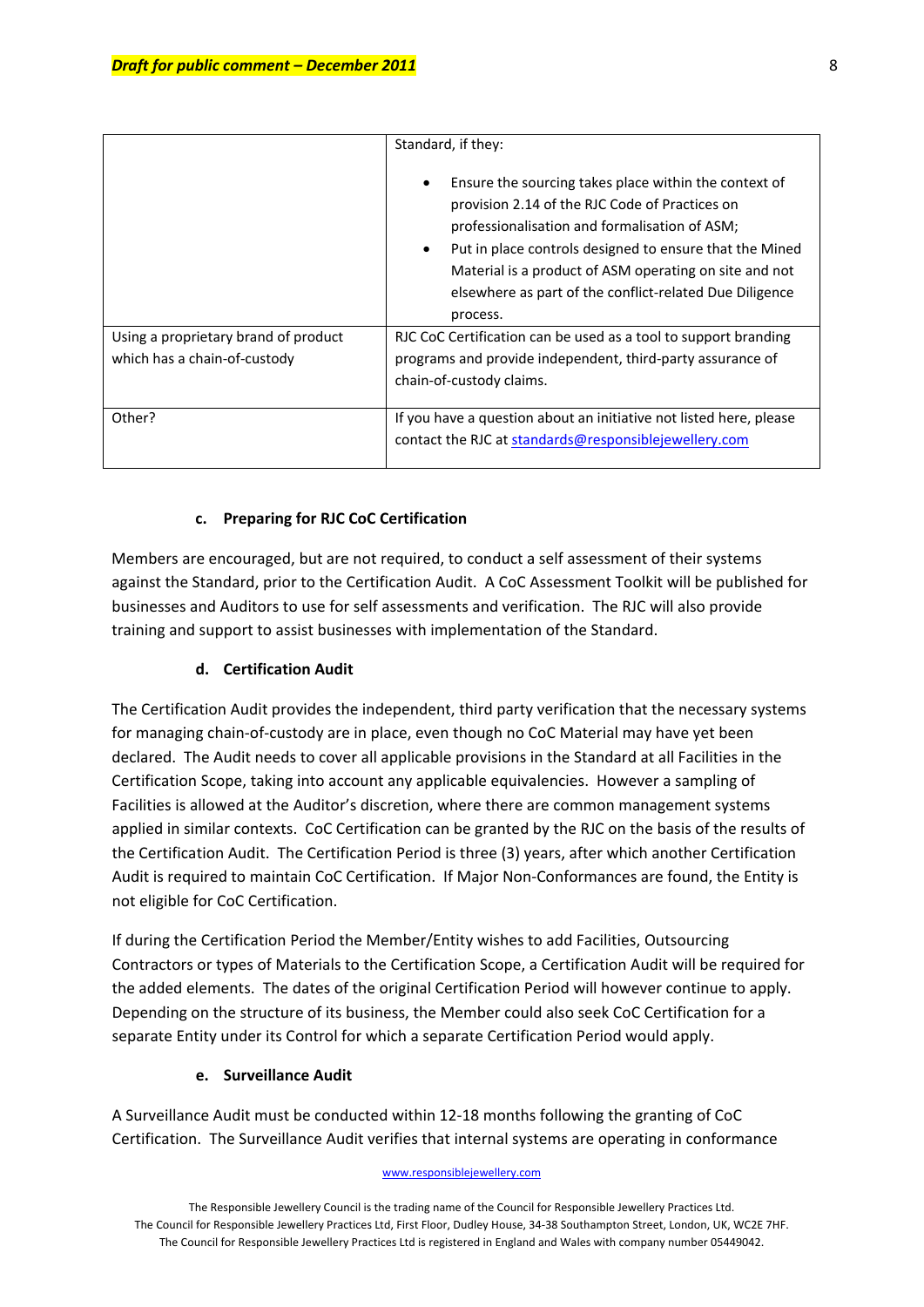| | |
|---|---|
| | Standard, if they:<br><br>• Ensure the sourcing takes place within the context of provision 2.14 of the RJC Code of Practices on professionalisation and formalisation of ASM;<br>• Put in place controls designed to ensure that the Mined Material is a product of ASM operating on site and not elsewhere as part of the conflict-related Due Diligence process. |
| Using a proprietary brand of product which has a chain-of-custody | RJC CoC Certification can be used as a tool to support branding programs and provide independent, third-party assurance of chain-of-custody claims. |
| Other? | If you have a question about an initiative not listed here, please contact the RJC at standards@responsiblejewellery.com |

#### c. Preparing for RJC CoC Certification

Members are encouraged, but are not required, to conduct a self assessment of their systems against the Standard, prior to the Certification Audit. A CoC Assessment Toolkit will be published for businesses and Auditors to use for self assessments and verification. The RJC will also provide training and support to assist businesses with implementation of the Standard.

#### d. Certification Audit

The Certification Audit provides the independent, third party verification that the necessary systems for managing chain-of-custody are in place, even though no CoC Material may have yet been declared. The Audit needs to cover all applicable provisions in the Standard at all Facilities in the Certification Scope, taking into account any applicable equivalencies. However a sampling of Facilities is allowed at the Auditor's discretion, where there are common management systems applied in similar contexts. CoC Certification can be granted by the RJC on the basis of the results of the Certification Audit. The Certification Period is three (3) years, after which another Certification Audit is required to maintain CoC Certification. If Major Non-Conformances are found, the Entity is not eligible for CoC Certification.

If during the Certification Period the Member/Entity wishes to add Facilities, Outsourcing Contractors or types of Materials to the Certification Scope, a Certification Audit will be required for the added elements. The dates of the original Certification Period will however continue to apply. Depending on the structure of its business, the Member could also seek CoC Certification for a separate Entity under its Control for which a separate Certification Period would apply.

#### e. Surveillance Audit

A Surveillance Audit must be conducted within 12-18 months following the granting of CoC Certification. The Surveillance Audit verifies that internal systems are operating in conformance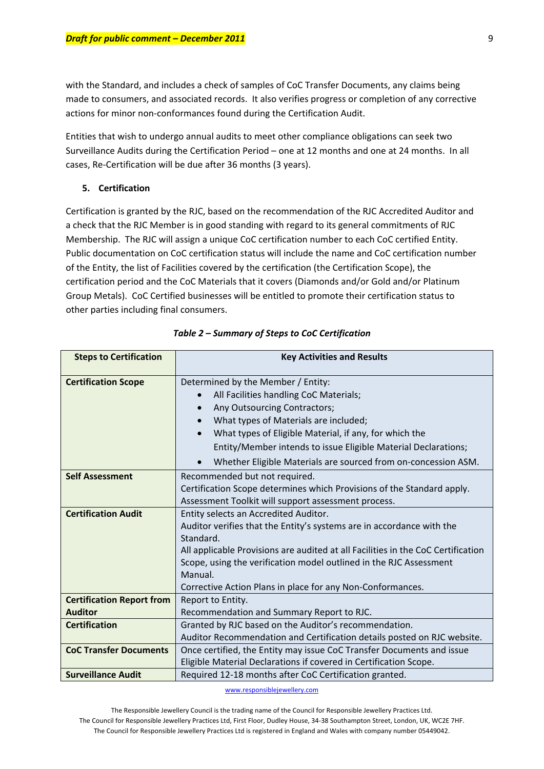with the Standard, and includes a check of samples of CoC Transfer Documents, any claims being made to consumers, and associated records. It also verifies progress or completion of any corrective actions for minor non-conformances found during the Certification Audit.

Entities that wish to undergo annual audits to meet other compliance obligations can seek two Surveillance Audits during the Certification Period – one at 12 months and one at 24 months. In all cases, Re-Certification will be due after 36 months (3 years).

## 5. Certification

Certification is granted by the RJC, based on the recommendation of the RJC Accredited Auditor and a check that the RJC Member is in good standing with regard to its general commitments of RJC Membership. The RJC will assign a unique CoC certification number to each CoC certified Entity. Public documentation on CoC certification status will include the name and CoC certification number of the Entity, the list of Facilities covered by the certification (the Certification Scope), the certification period and the CoC Materials that it covers (Diamonds and/or Gold and/or Platinum Group Metals). CoC Certified businesses will be entitled to promote their certification status to other parties including final consumers.

*Table 2 – Summary of Steps to CoC Certification*

| Steps to Certification | Key Activities and Results |
|---|---|
| **Certification Scope** | Determined by the Member / Entity:<br>• All Facilities handling CoC Materials;<br>• Any Outsourcing Contractors;<br>• What types of Materials are included;<br>• What types of Eligible Material, if any, for which the Entity/Member intends to issue Eligible Material Declarations;<br>• Whether Eligible Materials are sourced from on-concession ASM. |
| **Self Assessment** | Recommended but not required.<br>Certification Scope determines which Provisions of the Standard apply.<br>Assessment Toolkit will support assessment process. |
| **Certification Audit** | Entity selects an Accredited Auditor.<br>Auditor verifies that the Entity's systems are in accordance with the Standard.<br>All applicable Provisions are audited at all Facilities in the CoC Certification Scope, using the verification model outlined in the RJC Assessment Manual.<br>Corrective Action Plans in place for any Non-Conformances. |
| **Certification Report from Auditor** | Report to Entity.<br>Recommendation and Summary Report to RJC. |
| **Certification** | Granted by RJC based on the Auditor's recommendation.<br>Auditor Recommendation and Certification details posted on RJC website. |
| **CoC Transfer Documents** | Once certified, the Entity may issue CoC Transfer Documents and issue Eligible Material Declarations if covered in Certification Scope. |
| **Surveillance Audit** | Required 12-18 months after CoC Certification granted. |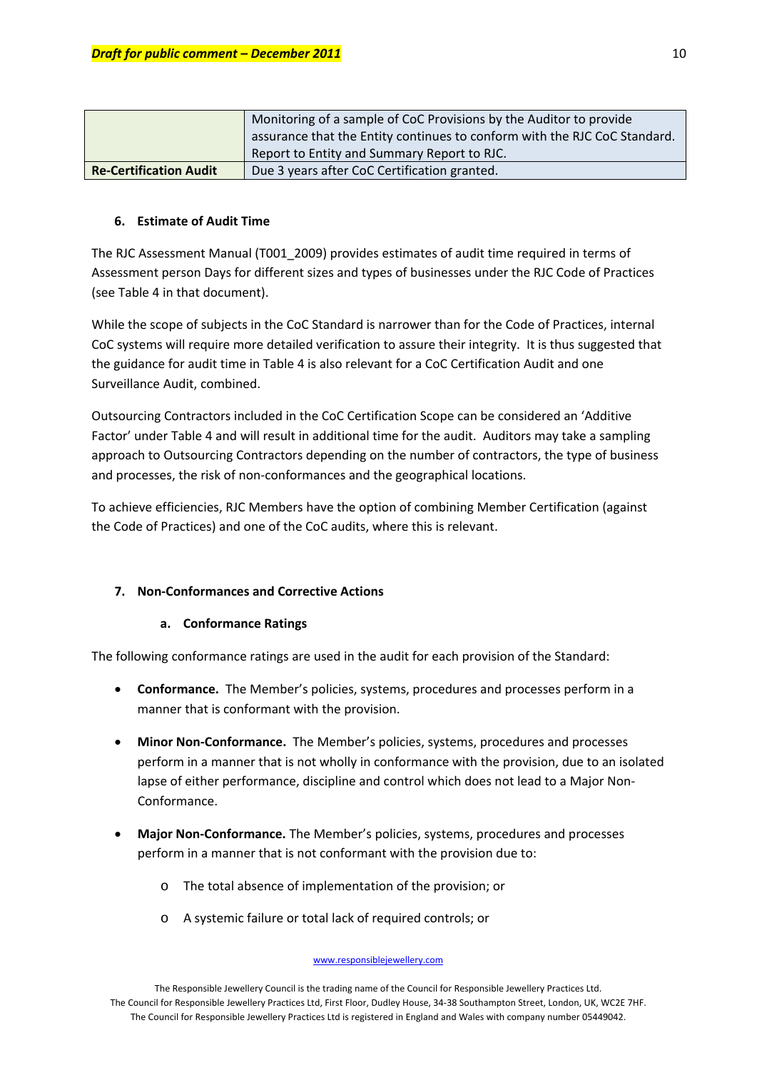| | |
|---|---|
| | Monitoring of a sample of CoC Provisions by the Auditor to provide assurance that the Entity continues to conform with the RJC CoC Standard. Report to Entity and Summary Report to RJC. |
| **Re-Certification Audit** | Due 3 years after CoC Certification granted. |

## 6. Estimate of Audit Time

The RJC Assessment Manual (T001_2009) provides estimates of audit time required in terms of Assessment person Days for different sizes and types of businesses under the RJC Code of Practices (see Table 4 in that document).

While the scope of subjects in the CoC Standard is narrower than for the Code of Practices, internal CoC systems will require more detailed verification to assure their integrity. It is thus suggested that the guidance for audit time in Table 4 is also relevant for a CoC Certification Audit and one Surveillance Audit, combined.

Outsourcing Contractors included in the CoC Certification Scope can be considered an 'Additive Factor' under Table 4 and will result in additional time for the audit. Auditors may take a sampling approach to Outsourcing Contractors depending on the number of contractors, the type of business and processes, the risk of non-conformances and the geographical locations.

To achieve efficiencies, RJC Members have the option of combining Member Certification (against the Code of Practices) and one of the CoC audits, where this is relevant.

## 7. Non-Conformances and Corrective Actions

### a. Conformance Ratings

The following conformance ratings are used in the audit for each provision of the Standard:

- **Conformance.** The Member's policies, systems, procedures and processes perform in a manner that is conformant with the provision.
- **Minor Non-Conformance.** The Member's policies, systems, procedures and processes perform in a manner that is not wholly in conformance with the provision, due to an isolated lapse of either performance, discipline and control which does not lead to a Major Non-Conformance.
- **Major Non-Conformance.** The Member's policies, systems, procedures and processes perform in a manner that is not conformant with the provision due to:
  - The total absence of implementation of the provision; or
  - A systemic failure or total lack of required controls; or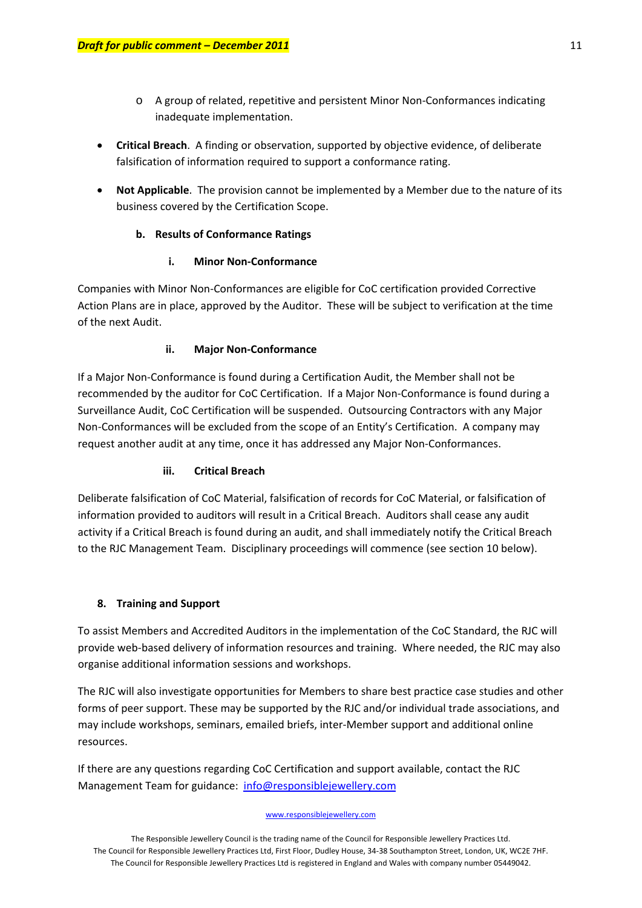- A group of related, repetitive and persistent Minor Non-Conformances indicating inadequate implementation.

- **Critical Breach**. A finding or observation, supported by objective evidence, of deliberate falsification of information required to support a conformance rating.

- **Not Applicable**. The provision cannot be implemented by a Member due to the nature of its business covered by the Certification Scope.

#### b. Results of Conformance Ratings

##### i. Minor Non-Conformance

Companies with Minor Non-Conformances are eligible for CoC certification provided Corrective Action Plans are in place, approved by the Auditor. These will be subject to verification at the time of the next Audit.

##### ii. Major Non-Conformance

If a Major Non-Conformance is found during a Certification Audit, the Member shall not be recommended by the auditor for CoC Certification. If a Major Non-Conformance is found during a Surveillance Audit, CoC Certification will be suspended. Outsourcing Contractors with any Major Non-Conformances will be excluded from the scope of an Entity's Certification. A company may request another audit at any time, once it has addressed any Major Non-Conformances.

##### iii. Critical Breach

Deliberate falsification of CoC Material, falsification of records for CoC Material, or falsification of information provided to auditors will result in a Critical Breach. Auditors shall cease any audit activity if a Critical Breach is found during an audit, and shall immediately notify the Critical Breach to the RJC Management Team. Disciplinary proceedings will commence (see section 10 below).

## 8. Training and Support

To assist Members and Accredited Auditors in the implementation of the CoC Standard, the RJC will provide web-based delivery of information resources and training. Where needed, the RJC may also organise additional information sessions and workshops.

The RJC will also investigate opportunities for Members to share best practice case studies and other forms of peer support. These may be supported by the RJC and/or individual trade associations, and may include workshops, seminars, emailed briefs, inter-Member support and additional online resources.

If there are any questions regarding CoC Certification and support available, contact the RJC Management Team for guidance: info@responsiblejewellery.com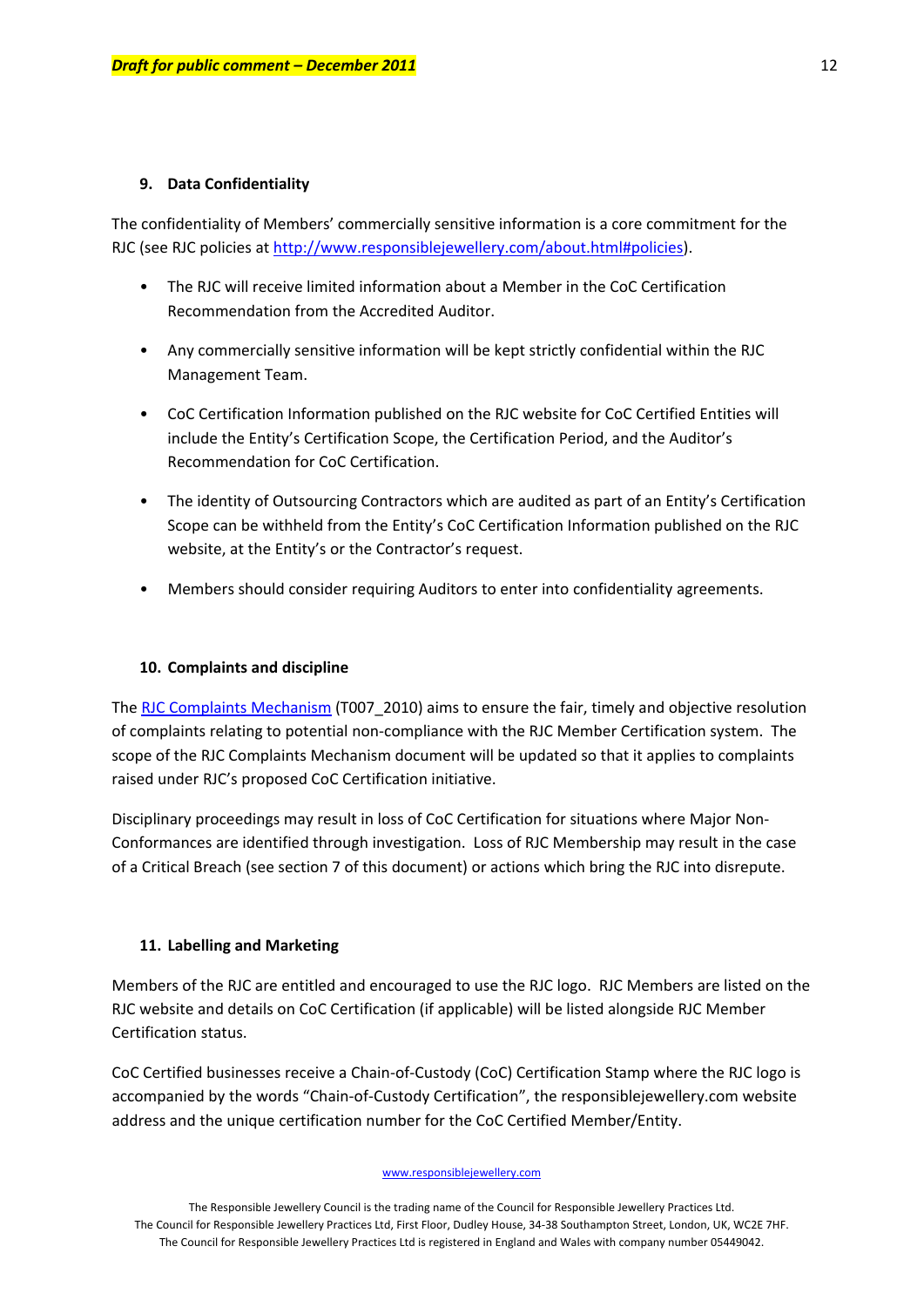## 9. Data Confidentiality

The confidentiality of Members' commercially sensitive information is a core commitment for the RJC (see RJC policies at [http://www.responsiblejewellery.com/about.html#policies](http://www.responsiblejewellery.com/about.html#policies)).

- The RJC will receive limited information about a Member in the CoC Certification Recommendation from the Accredited Auditor.
- Any commercially sensitive information will be kept strictly confidential within the RJC Management Team.
- CoC Certification Information published on the RJC website for CoC Certified Entities will include the Entity's Certification Scope, the Certification Period, and the Auditor's Recommendation for CoC Certification.
- The identity of Outsourcing Contractors which are audited as part of an Entity's Certification Scope can be withheld from the Entity's CoC Certification Information published on the RJC website, at the Entity's or the Contractor's request.
- Members should consider requiring Auditors to enter into confidentiality agreements.

## 10. Complaints and discipline

The RJC Complaints Mechanism (T007_2010) aims to ensure the fair, timely and objective resolution of complaints relating to potential non-compliance with the RJC Member Certification system. The scope of the RJC Complaints Mechanism document will be updated so that it applies to complaints raised under RJC's proposed CoC Certification initiative.

Disciplinary proceedings may result in loss of CoC Certification for situations where Major Non-Conformances are identified through investigation. Loss of RJC Membership may result in the case of a Critical Breach (see section 7 of this document) or actions which bring the RJC into disrepute.

## 11. Labelling and Marketing

Members of the RJC are entitled and encouraged to use the RJC logo. RJC Members are listed on the RJC website and details on CoC Certification (if applicable) will be listed alongside RJC Member Certification status.

CoC Certified businesses receive a Chain-of-Custody (CoC) Certification Stamp where the RJC logo is accompanied by the words "Chain-of-Custody Certification", the responsiblejewellery.com website address and the unique certification number for the CoC Certified Member/Entity.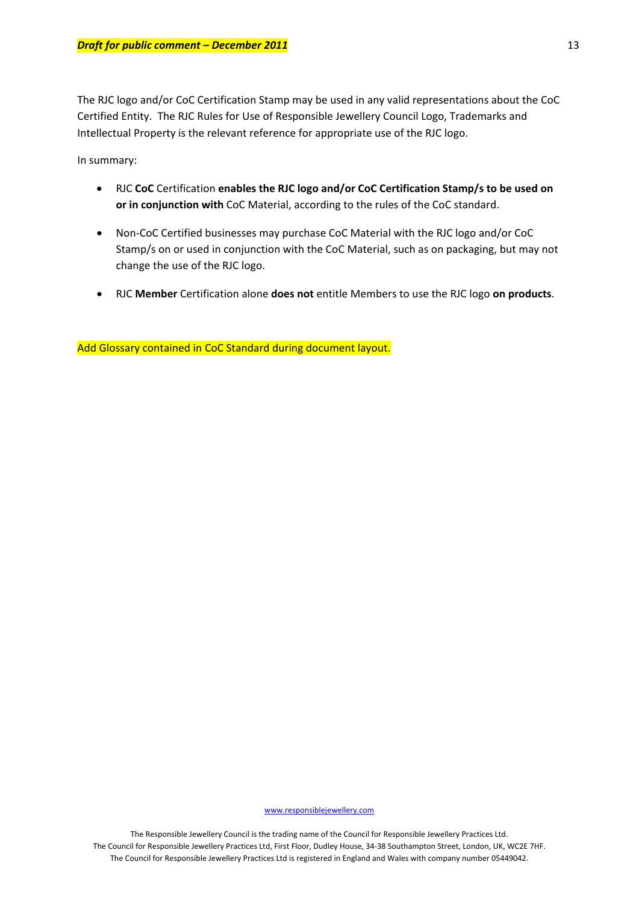The RJC logo and/or CoC Certification Stamp may be used in any valid representations about the CoC Certified Entity. The RJC Rules for Use of Responsible Jewellery Council Logo, Trademarks and Intellectual Property is the relevant reference for appropriate use of the RJC logo.

In summary:

- RJC **CoC** Certification **enables the RJC logo and/or CoC Certification Stamp/s to be used on or in conjunction with** CoC Material, according to the rules of the CoC standard.
- Non-CoC Certified businesses may purchase CoC Material with the RJC logo and/or CoC Stamp/s on or used in conjunction with the CoC Material, such as on packaging, but may not change the use of the RJC logo.
- RJC **Member** Certification alone **does not** entitle Members to use the RJC logo **on products**.

Add Glossary contained in CoC Standard during document layout.

www.responsiblejewellery.com

The Responsible Jewellery Council is the trading name of the Council for Responsible Jewellery Practices Ltd.
The Council for Responsible Jewellery Practices Ltd, First Floor, Dudley House, 34-38 Southampton Street, London, UK, WC2E 7HF.
The Council for Responsible Jewellery Practices Ltd is registered in England and Wales with company number 05449042.